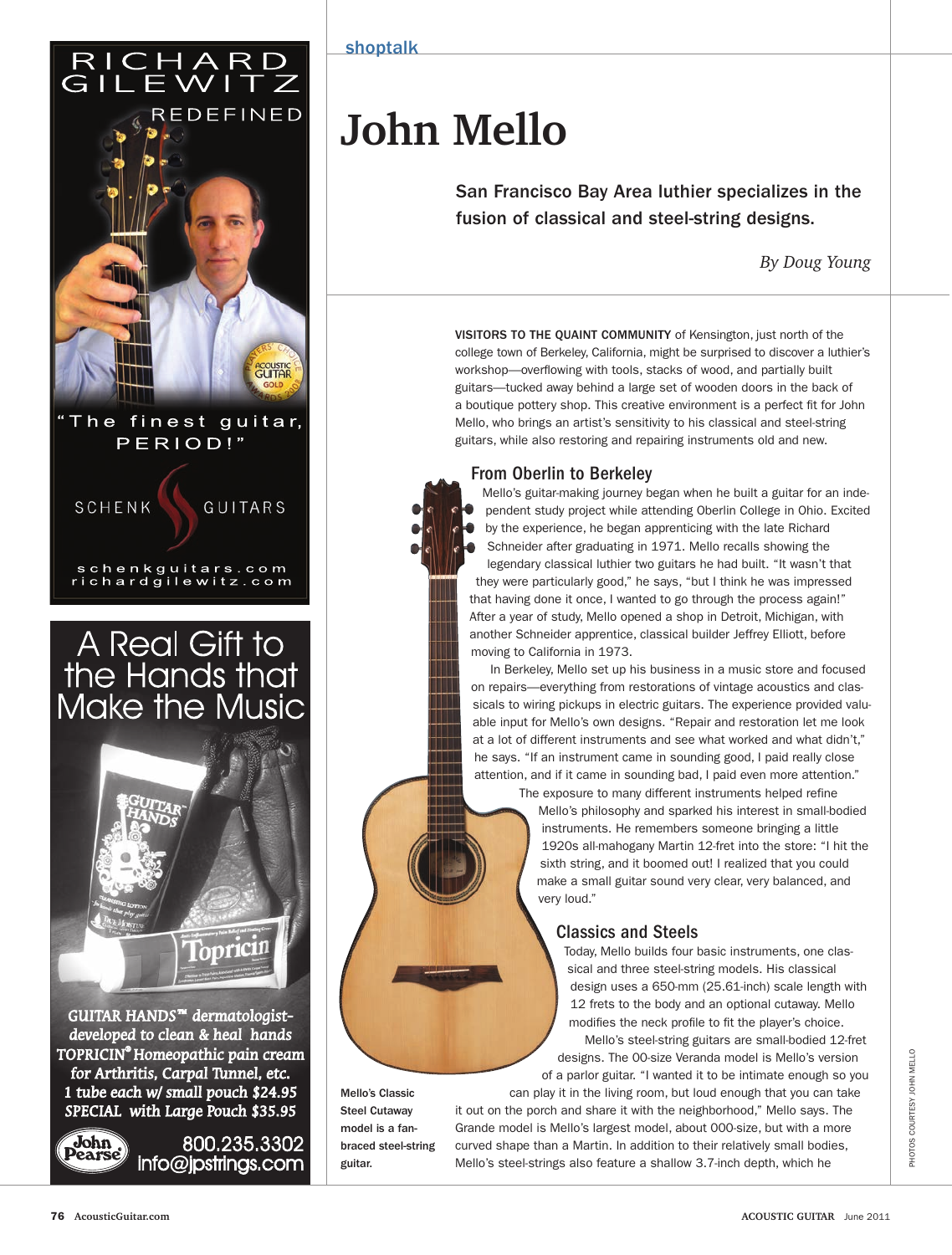shoptalk

# John Mello

**San Francisco Bay Area luthier specializes in the fusion of classical and steel-string designs.**

*By Doug Young*

VISITORS TO THE QUAINT COMMUNITY of Kensington, just north of the college town of Berkeley, California, might be surprised to discover a luthier's workshop—overflowing with tools, stacks of wood, and partially built guitars—tucked away behind a large set of wooden doors in the back of a boutique pottery shop. This creative environment is a perfect fit for John Mello, who brings an artist's sensitivity to his classical and steel-string guitars, while also restoring and repairing instruments old and new.

## From Oberlin to Berkeley

Mello's guitar-making journey began when he built a guitar for an independent study project while attending Oberlin College in Ohio. Excited by the experience, he began apprenticing with the late Richard Schneider after graduating in 1971. Mello recalls showing the legendary classical luthier two guitars he had built. "It wasn't that they were particularly good," he says, "but I think he was impressed that having done it once, I wanted to go through the process again!" After a year of study, Mello opened a shop in Detroit, Michigan, with another Schneider apprentice, classical builder Jeffrey Elliott, before moving to California in 1973.

In Berkeley, Mello set up his business in a music store and focused on repairs—everything from restorations of vintage acoustics and classicals to wiring pickups in electric guitars. The experience provided valuable input for Mello's own designs. "Repair and restoration let me look at a lot of different instruments and see what worked and what didn't," he says. "If an instrument came in sounding good, I paid really close attention, and if it came in sounding bad, I paid even more attention."

The exposure to many different instruments helped refine Mello's philosophy and sparked his interest in small-bodied instruments. He remembers someone bringing a little 1920s all-mahogany Martin 12-fret into the store: "I hit the sixth string, and it boomed out! I realized that you could make a small guitar sound very clear, very balanced, and very loud."

## Classics and Steels

Today, Mello builds four basic instruments, one classical and three steel-string models. His classical design uses a 650-mm (25.61-inch) scale length with 12 frets to the body and an optional cutaway. Mello modifies the neck profile to fit the player's choice.

Mello's steel-string guitars are small-bodied 12-fret designs. The 00-size Veranda model is Mello's version of a parlor guitar. "I wanted it to be intimate enough so you can play it in the living room, but loud enough that you can take it out on the porch and share it with the neighborhood," Mello says. The Grande model is Mello's largest model, about 000-size, but with a more curved shape than a Martin. In addition to their relatively small bodies, Mello's steel-strings also feature a shallow 3.7-inch depth, which he

**Mello's Classic Steel Cutaway model is a fan-braced steel-string guitar.**

PHOTOS COURTESY JOHN MELLO

RICHARD GILEWITZ REDEFINED

"The finest guitar, PERIOD!"

SCHENK GUITARS

schenkguitars.com
richardgilewitz.com

A Real Gift to the Hands that Make the Music

GUITAR HANDS™ dermatologist-developed to clean & heal hands
TOPRICIN® Homeopathic pain cream for Arthritis, Carpal Tunnel, etc.
1 tube each w/ small pouch $24.95
SPECIAL with Large Pouch $35.95

John Pearse
800.235.3302
info@jpstrings.com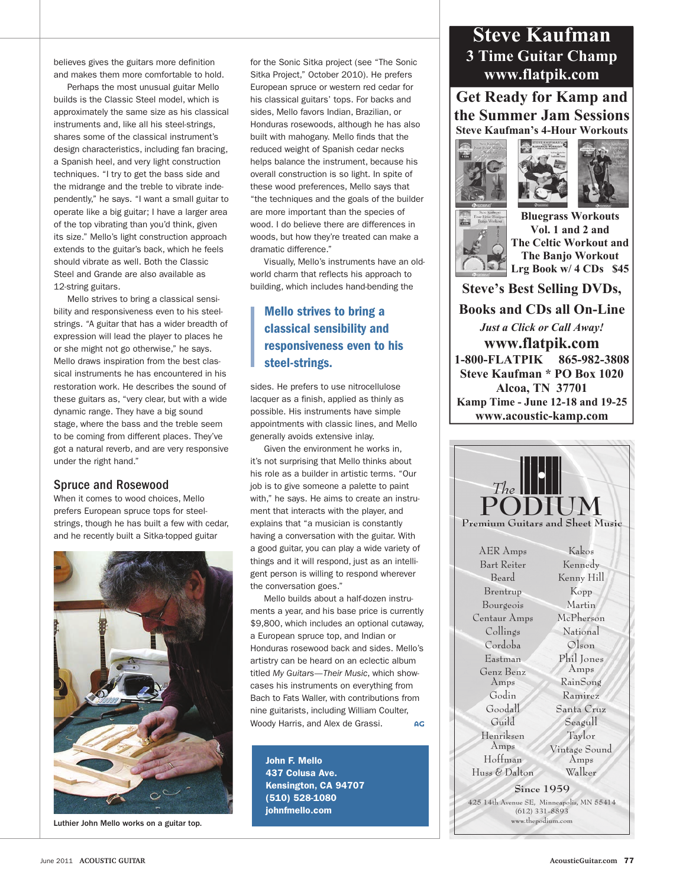believes gives the guitars more definition and makes them more comfortable to hold.

Perhaps the most unusual guitar Mello builds is the Classic Steel model, which is approximately the same size as his classical instruments and, like all his steel-strings, shares some of the classical instrument's design characteristics, including fan bracing, a Spanish heel, and very light construction techniques. "I try to get the bass side and the midrange and the treble to vibrate independently," he says. "I want a small guitar to operate like a big guitar; I have a larger area of the top vibrating than you'd think, given its size." Mello's light construction approach extends to the guitar's back, which he feels should vibrate as well. Both the Classic Steel and Grande are also available as 12-string guitars.

Mello strives to bring a classical sensibility and responsiveness even to his steel-strings. "A guitar that has a wider breadth of expression will lead the player to places he or she might not go otherwise," he says. Mello draws inspiration from the best classical instruments he has encountered in his restoration work. He describes the sound of these guitars as, "very clear, but with a wide dynamic range. They have a big sound stage, where the bass and the treble seem to be coming from different places. They've got a natural reverb, and are very responsive under the right hand."

## Spruce and Rosewood

When it comes to wood choices, Mello prefers European spruce tops for steel-strings, though he has built a few with cedar, and he recently built a Sitka-topped guitar for the Sonic Sitka project (see "The Sonic Sitka Project," October 2010). He prefers European spruce or western red cedar for his classical guitars' tops. For backs and sides, Mello favors Indian, Brazilian, or Honduras rosewoods, although he has also built with mahogany. Mello finds that the reduced weight of Spanish cedar necks helps balance the instrument, because his overall construction is so light. In spite of these wood preferences, Mello says that "the techniques and the goals of the builder are more important than the species of wood. I do believe there are differences in woods, but how they're treated can make a dramatic difference."

Visually, Mello's instruments have an old-world charm that reflects his approach to building, which includes hand-bending the sides. He prefers to use nitrocellulose lacquer as a finish, applied as thinly as possible. His instruments have simple appointments with classic lines, and Mello generally avoids extensive inlay.

> **Mello strives to bring a classical sensibility and responsiveness even to his steel-strings.**

Given the environment he works in, it's not surprising that Mello thinks about his role as a builder in artistic terms. "Our job is to give someone a palette to paint with," he says. He aims to create an instrument that interacts with the player, and explains that "a musician is constantly having a conversation with the guitar. With a good guitar, you can play a wide variety of things and it will respond, just as an intelligent person is willing to respond wherever the conversation goes."

Mello builds about a half-dozen instruments a year, and his base price is currently $9,800, which includes an optional cutaway, a European spruce top, and Indian or Honduras rosewood back and sides. Mello's artistry can be heard on an eclectic album titled *My Guitars—Their Music*, which showcases his instruments on everything from Bach to Fats Waller, with contributions from nine guitarists, including William Coulter, Woody Harris, and Alex de Grassi. AG

Luthier John Mello works on a guitar top.

**John F. Mello**
**437 Colusa Ave.**
**Kensington, CA 94707**
**(510) 528-1080**
**johnfmello.com**

---

# Steve Kaufman
## 3 Time Guitar Champ
## www.flatpik.com

## Get Ready for Kamp and the Summer Jam Sessions

**Steve Kaufman's 4-Hour Workouts**

**Bluegrass Workouts Vol. 1 and 2 and The Celtic Workout and The Banjo Workout Lrg Book w/ 4 CDs $45**

**Steve's Best Selling DVDs, Books and CDs all On-Line**

*Just a Click or Call Away!*

**www.flatpik.com**
**1-800-FLATPIK 865-982-3808**
**Steve Kaufman * PO Box 1020**
**Alcoa, TN 37701**
**Kamp Time - June 12-18 and 19-25**
**www.acoustic-kamp.com**

---

# The PODIUM
Premium Guitars and Sheet Music

| | |
|---|---|
| AER Amps | Kakos |
| Bart Reiter | Kennedy |
| Beard | Kenny Hill |
| Brentrup | Kopp |
| Bourgeois | Martin |
| Centaur Amps | McPherson |
| Collings | National |
| Cordoba | Olson |
| Eastman | Phil Jones Amps |
| Genz Benz Amps | RainSong |
| Godin | Ramirez |
| Goodall | Santa Cruz |
| Guild | Seagull |
| Henriksen Amps | Taylor |
| Hoffman | Vintage Sound Amps |
| Huss & Dalton | Walker |

Since 1959

425 14th Avenue SE, Minneapolis, MN 55414
(612) 331-8893
www.thepodium.com